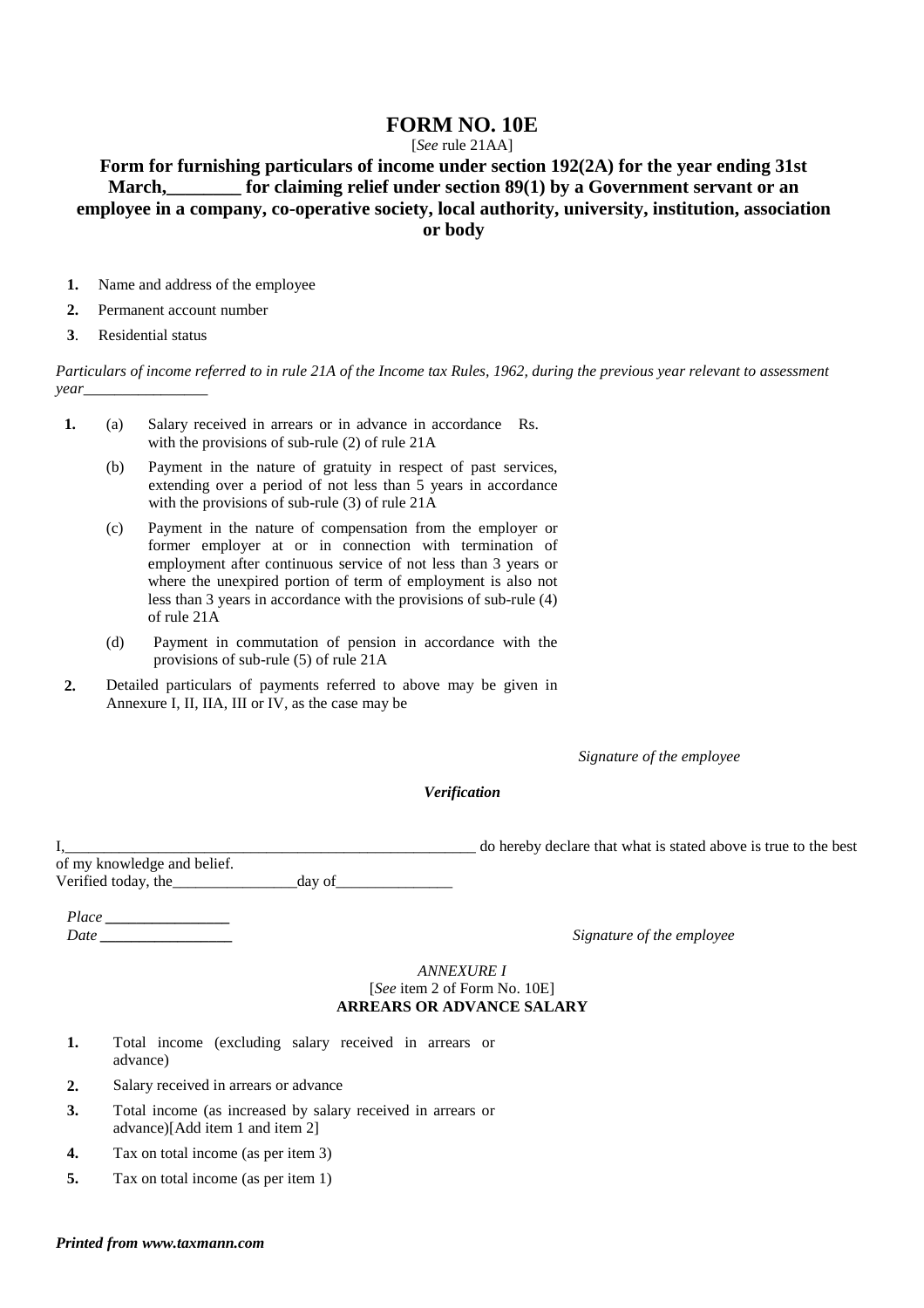# FORM NO. 10E

[*See* rule 21AA]

## Form for furnishing particulars of income under section 192(2A) for the year ending 31st March,________ for claiming relief under section 89(1) by a Government servant or an employee in a company, co-operative society, local authority, university, institution, association or body

**1.** Name and address of the employee

**2.** Permanent account number

**3**. Residential status

*Particulars of income referred to in rule 21A of the Income tax Rules, 1962, during the previous year relevant to assessment year________________*

**1.** (a) Salary received in arrears or in advance in accordance with the provisions of sub-rule (2) of rule 21A — Rs.

(b) Payment in the nature of gratuity in respect of past services, extending over a period of not less than 5 years in accordance with the provisions of sub-rule (3) of rule 21A

(c) Payment in the nature of compensation from the employer or former employer at or in connection with termination of employment after continuous service of not less than 3 years or where the unexpired portion of term of employment is also not less than 3 years in accordance with the provisions of sub-rule (4) of rule 21A

(d) Payment in commutation of pension in accordance with the provisions of sub-rule (5) of rule 21A

**2.** Detailed particulars of payments referred to above may be given in Annexure I, II, IIA, III or IV, as the case may be

*Signature of the employee*

***Verification***

I,______________________________________________________ do hereby declare that what is stated above is true to the best of my knowledge and belief.

Verified today, the________________day of_______________

*Place* ________________

*Date* _________________

*Signature of the employee*

*ANNEXURE I*

[*See* item 2 of Form No. 10E]

**ARREARS OR ADVANCE SALARY**

**1.** Total income (excluding salary received in arrears or advance)

**2.** Salary received in arrears or advance

**3.** Total income (as increased by salary received in arrears or advance)[Add item 1 and item 2]

**4.** Tax on total income (as per item 3)

**5.** Tax on total income (as per item 1)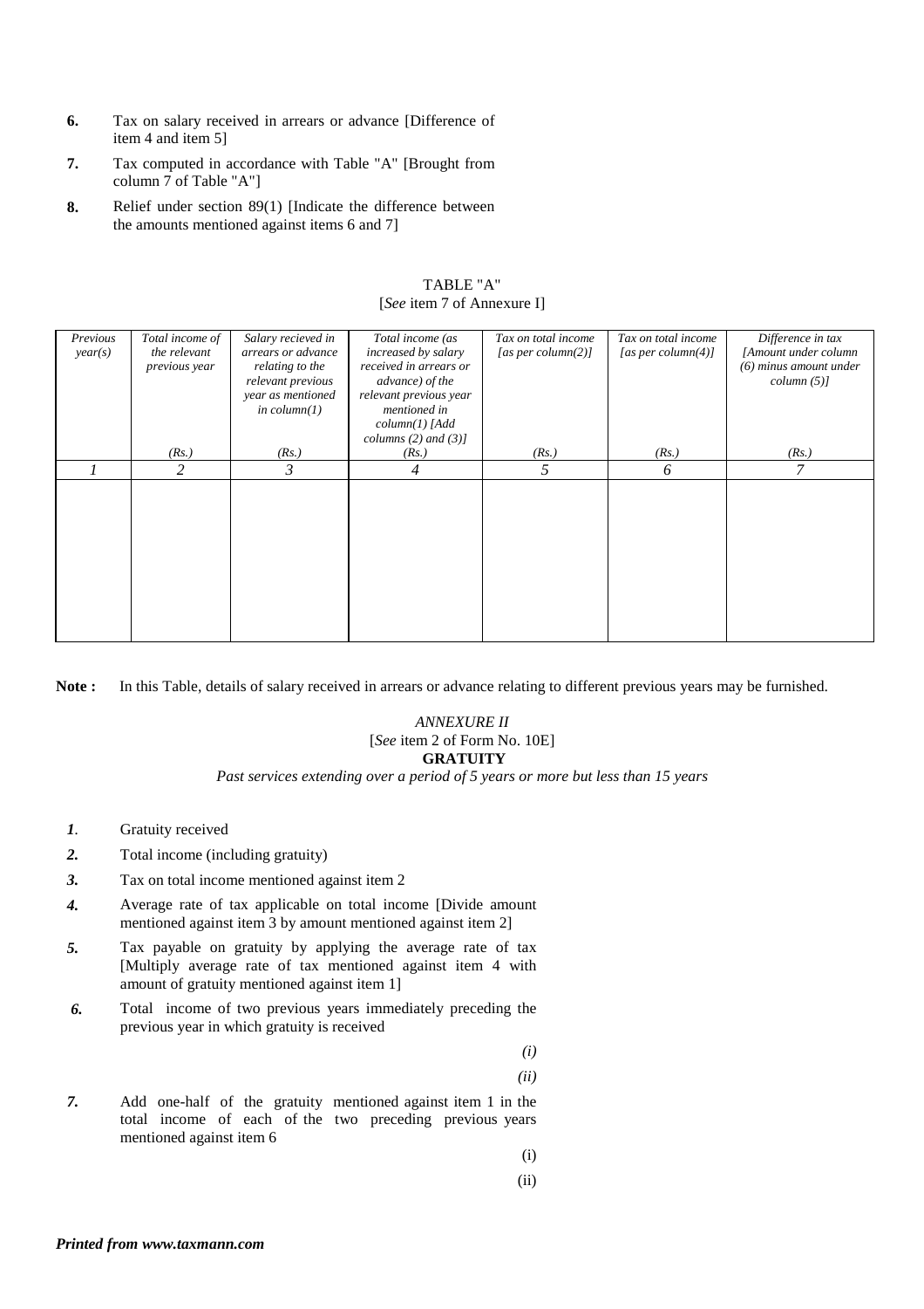**6.** Tax on salary received in arrears or advance [Difference of item 4 and item 5]

**7.** Tax computed in accordance with Table "A" [Brought from column 7 of Table "A"]

**8.** Relief under section 89(1) [Indicate the difference between the amounts mentioned against items 6 and 7]

TABLE "A"
[*See* item 7 of Annexure I]

| *Previous year(s)* | *Total income of the relevant previous year* (Rs.) | *Salary recieved in arrears or advance relating to the relevant previous year as mentioned in column(1)* (Rs.) | *Total income (as increased by salary received in arrears or advance) of the relevant previous year mentioned in column(1) [Add columns (2) and (3)]* (Rs.) | *Tax on total income [as per column(2)]* (Rs.) | *Tax on total income [as per column(4)]* (Rs.) | *Difference in tax [Amount under column (6) minus amount under column (5)]* (Rs.) |
|---|---|---|---|---|---|---|
| *1* | *2* | *3* | *4* | *5* | *6* | *7* |
| | | | | | | |

**Note :** In this Table, details of salary received in arrears or advance relating to different previous years may be furnished.

*ANNEXURE II*
[*See* item 2 of Form No. 10E]
**GRATUITY**
*Past services extending over a period of 5 years or more but less than 15 years*

***1***. Gratuity received

***2.*** Total income (including gratuity)

***3.*** Tax on total income mentioned against item 2

***4.*** Average rate of tax applicable on total income [Divide amount mentioned against item 3 by amount mentioned against item 2]

***5.*** Tax payable on gratuity by applying the average rate of tax [Multiply average rate of tax mentioned against item 4 with amount of gratuity mentioned against item 1]

***6.*** Total income of two previous years immediately preceding the previous year in which gratuity is received

*(i)*

*(ii)*

***7.*** Add one-half of the gratuity mentioned against item 1 in the total income of each of the two preceding previous years mentioned against item 6

(i)

(ii)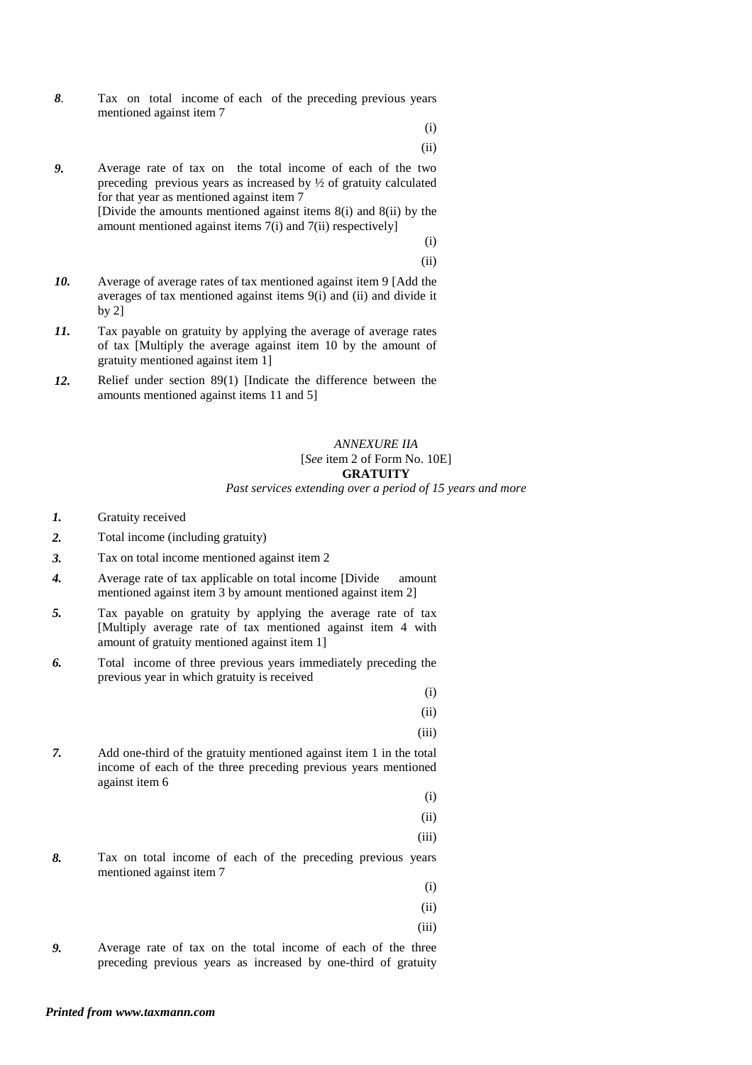*8*. Tax on total income of each of the preceding previous years mentioned against item 7

(i)

(ii)

*9.* Average rate of tax on the total income of each of the two preceding previous years as increased by ½ of gratuity calculated for that year as mentioned against item 7
[Divide the amounts mentioned against items 8(i) and 8(ii) by the amount mentioned against items 7(i) and 7(ii) respectively]

(i)

(ii)

*10.* Average of average rates of tax mentioned against item 9 [Add the averages of tax mentioned against items 9(i) and (ii) and divide it by 2]

*11.* Tax payable on gratuity by applying the average of average rates of tax [Multiply the average against item 10 by the amount of gratuity mentioned against item 1]

*12.* Relief under section 89(1) [Indicate the difference between the amounts mentioned against items 11 and 5]

*ANNEXURE IIA*

[*See* item 2 of Form No. 10E]

**GRATUITY**

*Past services extending over a period of 15 years and more*

*1.* Gratuity received

*2.* Total income (including gratuity)

*3.* Tax on total income mentioned against item 2

*4.* Average rate of tax applicable on total income [Divide amount mentioned against item 3 by amount mentioned against item 2]

*5.* Tax payable on gratuity by applying the average rate of tax [Multiply average rate of tax mentioned against item 4 with amount of gratuity mentioned against item 1]

*6.* Total income of three previous years immediately preceding the previous year in which gratuity is received

(i)

(ii)

(iii)

*7.* Add one-third of the gratuity mentioned against item 1 in the total income of each of the three preceding previous years mentioned against item 6

(i)

(ii)

(iii)

*8.* Tax on total income of each of the preceding previous years mentioned against item 7

(i)

(ii)

(iii)

*9.* Average rate of tax on the total income of each of the three preceding previous years as increased by one-third of gratuity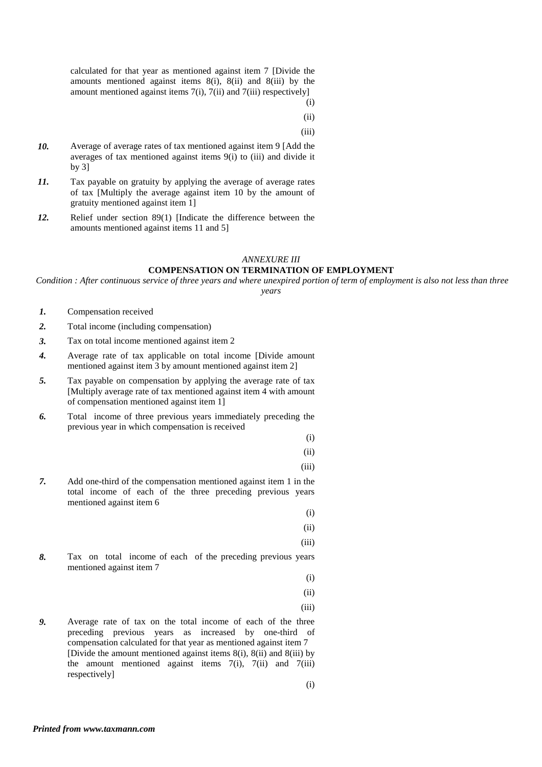calculated for that year as mentioned against item 7 [Divide the amounts mentioned against items 8(i), 8(ii) and 8(iii) by the amount mentioned against items 7(i), 7(ii) and 7(iii) respectively]

(i)

(ii)

(iii)

***10.*** Average of average rates of tax mentioned against item 9 [Add the averages of tax mentioned against items 9(i) to (iii) and divide it by 3]

***11.*** Tax payable on gratuity by applying the average of average rates of tax [Multiply the average against item 10 by the amount of gratuity mentioned against item 1]

***12.*** Relief under section 89(1) [Indicate the difference between the amounts mentioned against items 11 and 5]

*ANNEXURE III*

**COMPENSATION ON TERMINATION OF EMPLOYMENT**

*Condition : After continuous service of three years and where unexpired portion of term of employment is also not less than three years*

***1.*** Compensation received

***2.*** Total income (including compensation)

***3.*** Tax on total income mentioned against item 2

***4.*** Average rate of tax applicable on total income [Divide amount mentioned against item 3 by amount mentioned against item 2]

***5.*** Tax payable on compensation by applying the average rate of tax [Multiply average rate of tax mentioned against item 4 with amount of compensation mentioned against item 1]

***6.*** Total income of three previous years immediately preceding the previous year in which compensation is received

(i)

(ii)

(iii)

***7.*** Add one-third of the compensation mentioned against item 1 in the total income of each of the three preceding previous years mentioned against item 6

(i)

(ii)

(iii)

***8.*** Tax on total income of each of the preceding previous years mentioned against item 7

(i)

(ii)

(iii)

***9.*** Average rate of tax on the total income of each of the three preceding previous years as increased by one-third of compensation calculated for that year as mentioned against item 7 [Divide the amount mentioned against items 8(i), 8(ii) and 8(iii) by the amount mentioned against items 7(i), 7(ii) and 7(iii) respectively]

(i)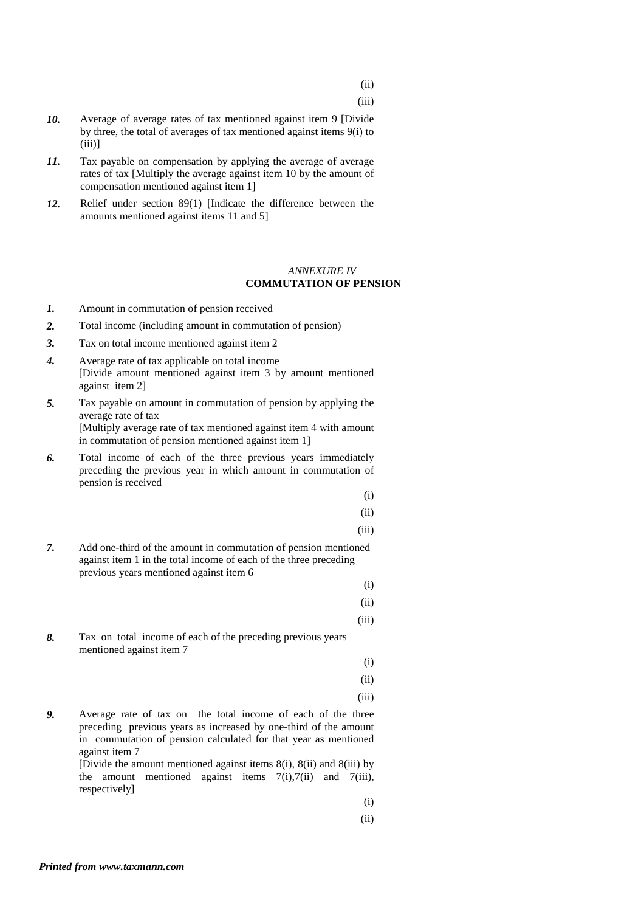(ii)

(iii)

***10.*** Average of average rates of tax mentioned against item 9 [Divide by three, the total of averages of tax mentioned against items 9(i) to (iii)]

***11.*** Tax payable on compensation by applying the average of average rates of tax [Multiply the average against item 10 by the amount of compensation mentioned against item 1]

***12.*** Relief under section 89(1) [Indicate the difference between the amounts mentioned against items 11 and 5]

*ANNEXURE IV*

**COMMUTATION OF PENSION**

***1.*** Amount in commutation of pension received

***2.*** Total income (including amount in commutation of pension)

***3.*** Tax on total income mentioned against item 2

***4.*** Average rate of tax applicable on total income
[Divide amount mentioned against item 3 by amount mentioned against item 2]

***5.*** Tax payable on amount in commutation of pension by applying the average rate of tax
[Multiply average rate of tax mentioned against item 4 with amount in commutation of pension mentioned against item 1]

***6.*** Total income of each of the three previous years immediately preceding the previous year in which amount in commutation of pension is received

(i)

(ii)

(iii)

***7.*** Add one-third of the amount in commutation of pension mentioned against item 1 in the total income of each of the three preceding previous years mentioned against item 6

(i)

(ii)

(iii)

***8.*** Tax on total income of each of the preceding previous years mentioned against item 7

(i)

(ii)

(iii)

***9.*** Average rate of tax on the total income of each of the three preceding previous years as increased by one-third of the amount in commutation of pension calculated for that year as mentioned against item 7
[Divide the amount mentioned against items 8(i), 8(ii) and 8(iii) by the amount mentioned against items 7(i),7(ii) and 7(iii), respectively]

(i)

(ii)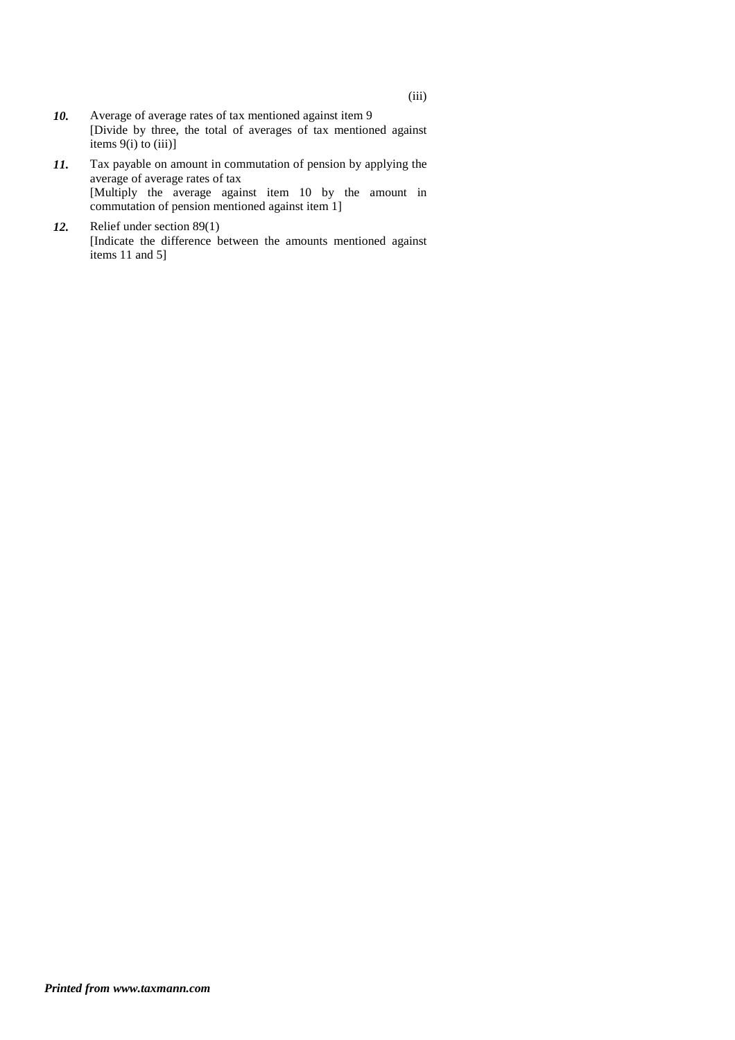(iii)

***10.*** Average of average rates of tax mentioned against item 9
[Divide by three, the total of averages of tax mentioned against items 9(i) to (iii)]

***11.*** Tax payable on amount in commutation of pension by applying the average of average rates of tax
[Multiply the average against item 10 by the amount in commutation of pension mentioned against item 1]

***12.*** Relief under section 89(1)
[Indicate the difference between the amounts mentioned against items 11 and 5]